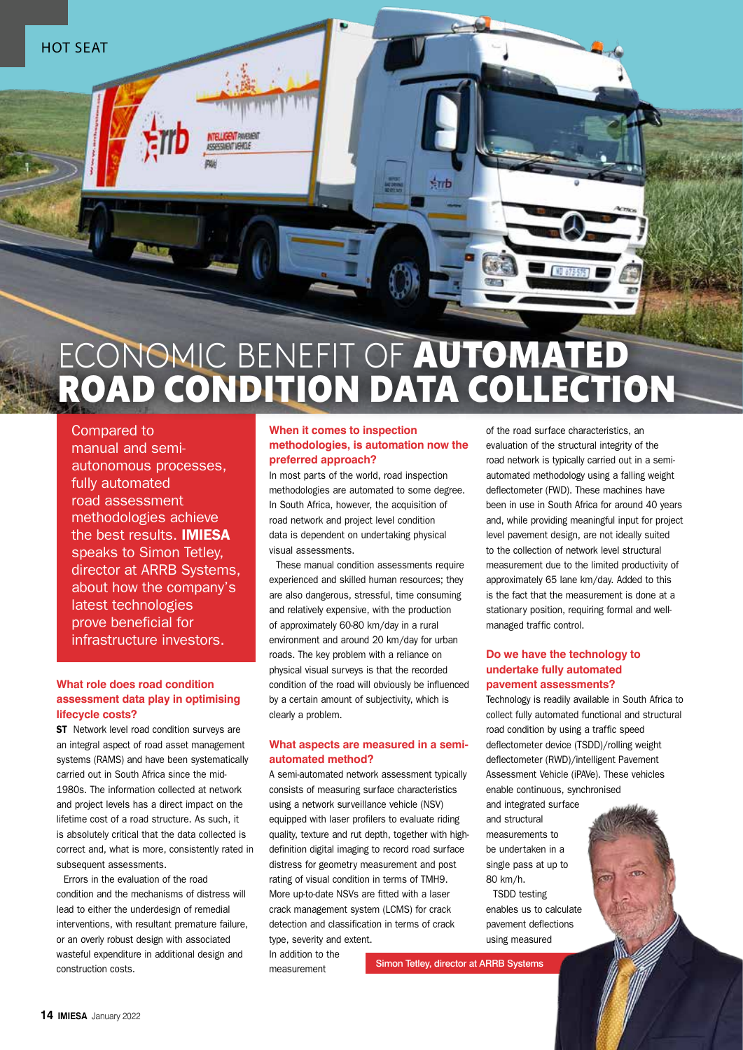# ECONOMIC BENEFIT OF AUTOMATED ROAD CONDITION DATA COLLECTION

Compared to manual and semi-autonomous processes, fully automated road assessment methodologies achieve the best results. **IMIESA** speaks to Simon Tetley, director at ARRB Systems, about how the company's latest technologies prove beneficial for infrastructure investors.

### What role does road condition assessment data play in optimising lifecycle costs?

**ST** Network level road condition surveys are an integral aspect of road asset management systems (RAMS) and have been systematically carried out in South Africa since the mid-1980s. The information collected at network and project levels has a direct impact on the lifetime cost of a road structure. As such, it is absolutely critical that the data collected is correct and, what is more, consistently rated in subsequent assessments.

Errors in the evaluation of the road condition and the mechanisms of distress will lead to either the underdesign of remedial interventions, with resultant premature failure, or an overly robust design with associated wasteful expenditure in additional design and construction costs.

### When it comes to inspection methodologies, is automation now the preferred approach?

In most parts of the world, road inspection methodologies are automated to some degree. In South Africa, however, the acquisition of road network and project level condition data is dependent on undertaking physical visual assessments.

These manual condition assessments require experienced and skilled human resources; they are also dangerous, stressful, time consuming and relatively expensive, with the production of approximately 60-80 km/day in a rural environment and around 20 km/day for urban roads. The key problem with a reliance on physical visual surveys is that the recorded condition of the road will obviously be influenced by a certain amount of subjectivity, which is clearly a problem.

### What aspects are measured in a semi-automated method?

A semi-automated network assessment typically consists of measuring surface characteristics using a network surveillance vehicle (NSV) equipped with laser profilers to evaluate riding quality, texture and rut depth, together with high-definition digital imaging to record road surface distress for geometry measurement and post rating of visual condition in terms of TMH9. More up-to-date NSVs are fitted with a laser crack management system (LCMS) for crack detection and classification in terms of crack type, severity and extent.

In addition to the measurement of the road surface characteristics, an evaluation of the structural integrity of the road network is typically carried out in a semi-automated methodology using a falling weight deflectometer (FWD). These machines have been in use in South Africa for around 40 years and, while providing meaningful input for project level pavement design, are not ideally suited to the collection of network level structural measurement due to the limited productivity of approximately 65 lane km/day. Added to this is the fact that the measurement is done at a stationary position, requiring formal and well-managed traffic control.

### Do we have the technology to undertake fully automated pavement assessments?

Technology is readily available in South Africa to collect fully automated functional and structural road condition by using a traffic speed deflectometer device (TSDD)/rolling weight deflectometer (RWD)/intelligent Pavement Assessment Vehicle (iPAVe). These vehicles enable continuous, synchronised and integrated surface and structural measurements to be undertaken in a single pass at up to 80 km/h.

TSDD testing enables us to calculate pavement deflections using measured

Simon Tetley, director at ARRB Systems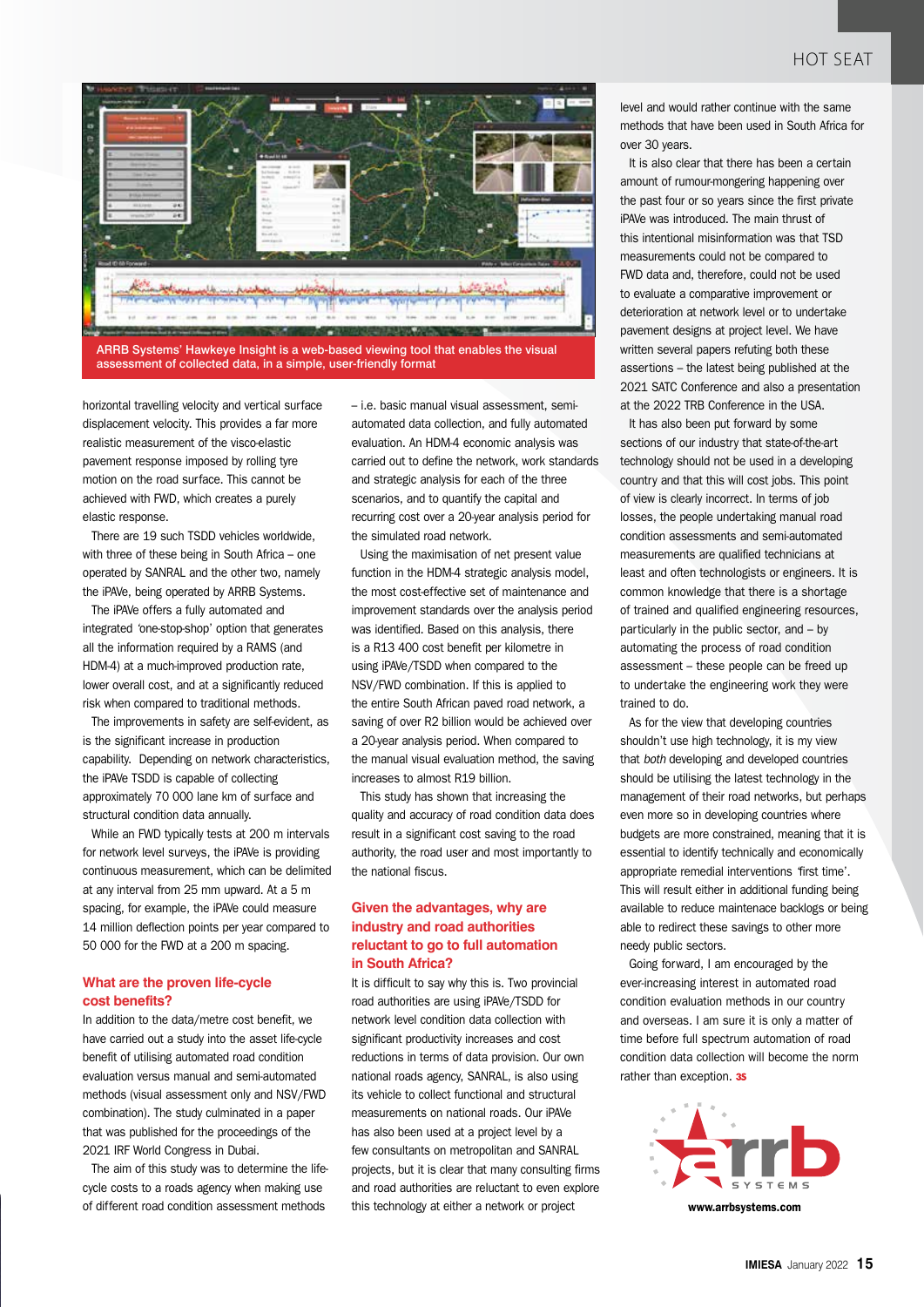ARRB Systems' Hawkeye Insight is a web-based viewing tool that enables the visual assessment of collected data, in a simple, user-friendly format

horizontal travelling velocity and vertical surface displacement velocity. This provides a far more realistic measurement of the visco-elastic pavement response imposed by rolling tyre motion on the road surface. This cannot be achieved with FWD, which creates a purely elastic response.

There are 19 such TSDD vehicles worldwide, with three of these being in South Africa – one operated by SANRAL and the other two, namely the iPAVe, being operated by ARRB Systems.

The iPAVe offers a fully automated and integrated 'one-stop-shop' option that generates all the information required by a RAMS (and HDM-4) at a much-improved production rate, lower overall cost, and at a significantly reduced risk when compared to traditional methods.

The improvements in safety are self-evident, as is the significant increase in production capability. Depending on network characteristics, the iPAVe TSDD is capable of collecting approximately 70 000 lane km of surface and structural condition data annually.

While an FWD typically tests at 200 m intervals for network level surveys, the iPAVe is providing continuous measurement, which can be delimited at any interval from 25 mm upward. At a 5 m spacing, for example, the iPAVe could measure 14 million deflection points per year compared to 50 000 for the FWD at a 200 m spacing.

## What are the proven life-cycle cost benefits?

In addition to the data/metre cost benefit, we have carried out a study into the asset life-cycle benefit of utilising automated road condition evaluation versus manual and semi-automated methods (visual assessment only and NSV/FWD combination). The study culminated in a paper that was published for the proceedings of the 2021 IRF World Congress in Dubai.

The aim of this study was to determine the life-cycle costs to a roads agency when making use of different road condition assessment methods – i.e. basic manual visual assessment, semi-automated data collection, and fully automated evaluation. An HDM-4 economic analysis was carried out to define the network, work standards and strategic analysis for each of the three scenarios, and to quantify the capital and recurring cost over a 20-year analysis period for the simulated road network.

Using the maximisation of net present value function in the HDM-4 strategic analysis model, the most cost-effective set of maintenance and improvement standards over the analysis period was identified. Based on this analysis, there is a R13 400 cost benefit per kilometre in using iPAVe/TSDD when compared to the NSV/FWD combination. If this is applied to the entire South African paved road network, a saving of over R2 billion would be achieved over a 20-year analysis period. When compared to the manual visual evaluation method, the saving increases to almost R19 billion.

This study has shown that increasing the quality and accuracy of road condition data does result in a significant cost saving to the road authority, the road user and most importantly to the national fiscus.

## Given the advantages, why are industry and road authorities reluctant to go to full automation in South Africa?

It is difficult to say why this is. Two provincial road authorities are using iPAVe/TSDD for network level condition data collection with significant productivity increases and cost reductions in terms of data provision. Our own national roads agency, SANRAL, is also using its vehicle to collect functional and structural measurements on national roads. Our iPAVe has also been used at a project level by a few consultants on metropolitan and SANRAL projects, but it is clear that many consulting firms and road authorities are reluctant to even explore this technology at either a network or project level and would rather continue with the same methods that have been used in South Africa for over 30 years.

It is also clear that there has been a certain amount of rumour-mongering happening over the past four or so years since the first private iPAVe was introduced. The main thrust of this intentional misinformation was that TSD measurements could not be compared to FWD data and, therefore, could not be used to evaluate a comparative improvement or deterioration at network level or to undertake pavement designs at project level. We have written several papers refuting both these assertions – the latest being published at the 2021 SATC Conference and also a presentation at the 2022 TRB Conference in the USA.

It has also been put forward by some sections of our industry that state-of-the-art technology should not be used in a developing country and that this will cost jobs. This point of view is clearly incorrect. In terms of job losses, the people undertaking manual road condition assessments and semi-automated measurements are qualified technicians at least and often technologists or engineers. It is common knowledge that there is a shortage of trained and qualified engineering resources, particularly in the public sector, and – by automating the process of road condition assessment – these people can be freed up to undertake the engineering work they were trained to do.

As for the view that developing countries shouldn't use high technology, it is my view that *both* developing and developed countries should be utilising the latest technology in the management of their road networks, but perhaps even more so in developing countries where budgets are more constrained, meaning that it is essential to identify technically and economically appropriate remedial interventions 'first time'. This will result either in additional funding being available to reduce maintenance backlogs or being able to redirect these savings to other more needy public sectors.

Going forward, I am encouraged by the ever-increasing interest in automated road condition evaluation methods in our country and overseas. I am sure it is only a matter of time before full spectrum automation of road condition data collection will become the norm rather than exception.

www.arrbsystems.com